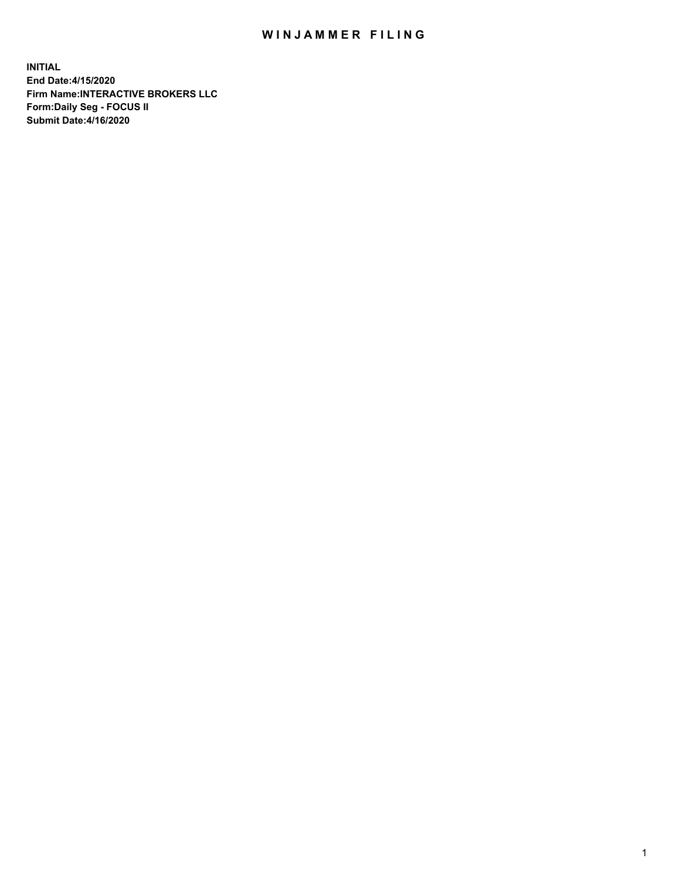# WINJAMMER FILING

**INITIAL**
**End Date:4/15/2020**
**Firm Name:INTERACTIVE BROKERS LLC**
**Form:Daily Seg - FOCUS II**
**Submit Date:4/16/2020**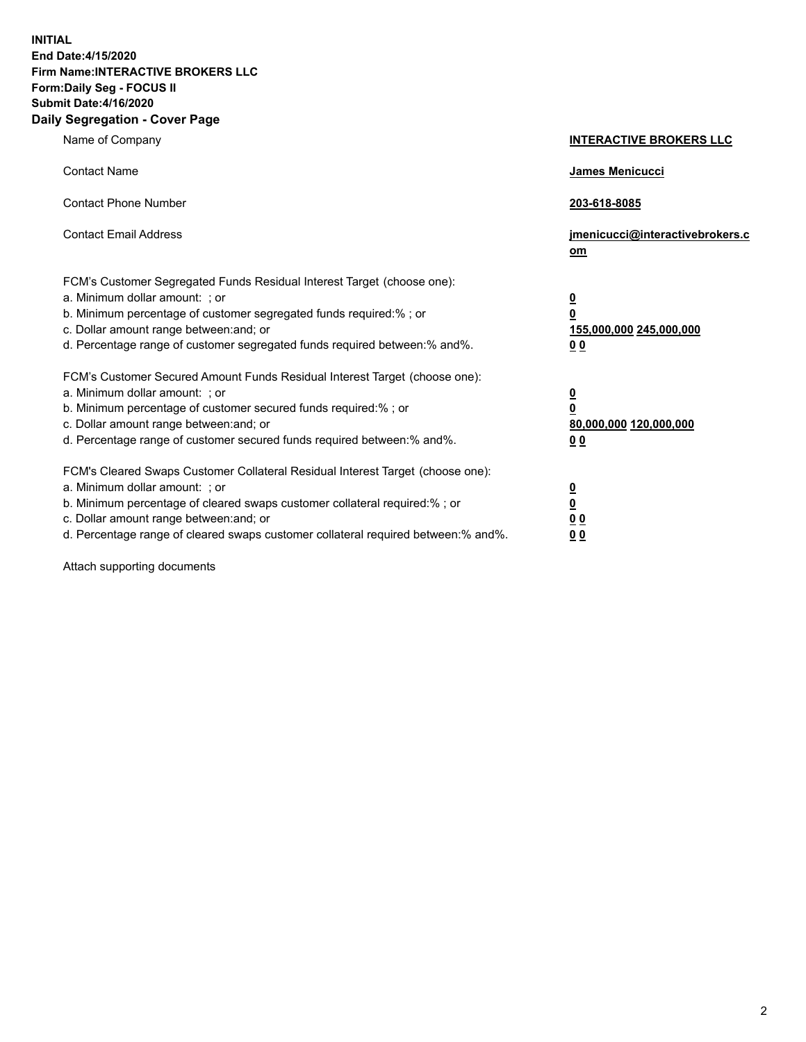**INITIAL**
**End Date:4/15/2020**
**Firm Name:INTERACTIVE BROKERS LLC**
**Form:Daily Seg - FOCUS II**
**Submit Date:4/16/2020**

## Daily Segregation - Cover Page

| | |
|---|---|
| Name of Company | **INTERACTIVE BROKERS LLC** |
| Contact Name | **James Menicucci** |
| Contact Phone Number | **203-618-8085** |
| Contact Email Address | **jmenicucci@interactivebrokers.com** |
| FCM's Customer Segregated Funds Residual Interest Target (choose one): | |
| a. Minimum dollar amount: ; or | **0** |
| b. Minimum percentage of customer segregated funds required:% ; or | **0** |
| c. Dollar amount range between:and; or | **155,000,000 245,000,000** |
| d. Percentage range of customer segregated funds required between:% and%. | **0 0** |
| FCM's Customer Secured Amount Funds Residual Interest Target (choose one): | |
| a. Minimum dollar amount: ; or | **0** |
| b. Minimum percentage of customer secured funds required:% ; or | **0** |
| c. Dollar amount range between:and; or | **80,000,000 120,000,000** |
| d. Percentage range of customer secured funds required between:% and%. | **0 0** |
| FCM's Cleared Swaps Customer Collateral Residual Interest Target (choose one): | |
| a. Minimum dollar amount: ; or | **0** |
| b. Minimum percentage of cleared swaps customer collateral required:% ; or | **0** |
| c. Dollar amount range between:and; or | **0 0** |
| d. Percentage range of cleared swaps customer collateral required between:% and%. | **0 0** |

Attach supporting documents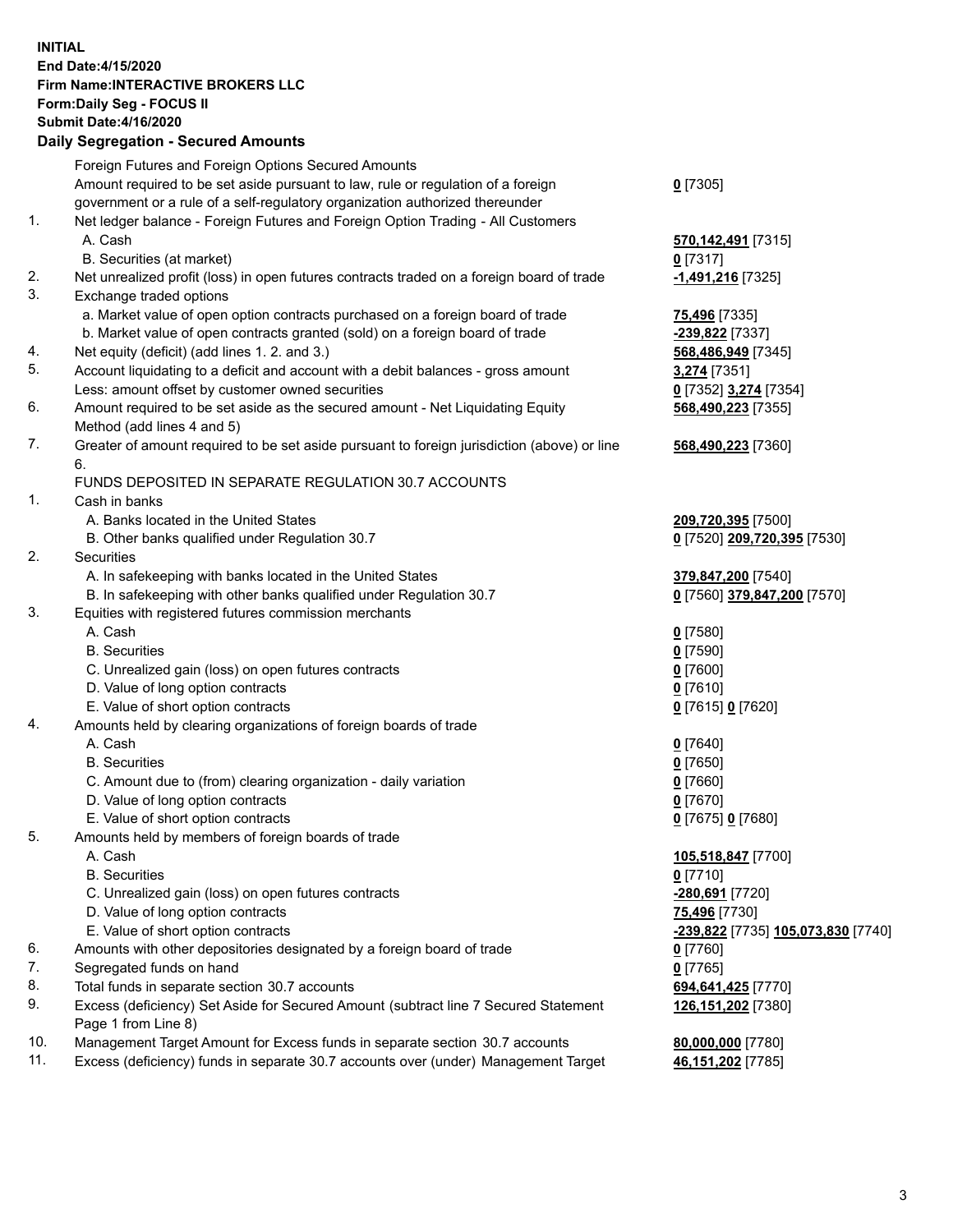**INITIAL**
**End Date:4/15/2020**
**Firm Name:INTERACTIVE BROKERS LLC**
**Form:Daily Seg - FOCUS II**
**Submit Date:4/16/2020**

**Daily Segregation - Secured Amounts**

| | | |
|---|---|---|
| | Foreign Futures and Foreign Options Secured Amounts | |
| | Amount required to be set aside pursuant to law, rule or regulation of a foreign government or a rule of a self-regulatory organization authorized thereunder | **0** [7305] |
| 1. | Net ledger balance - Foreign Futures and Foreign Option Trading - All Customers | |
| | A. Cash | **570,142,491** [7315] |
| | B. Securities (at market) | **0** [7317] |
| 2. | Net unrealized profit (loss) in open futures contracts traded on a foreign board of trade | **-1,491,216** [7325] |
| 3. | Exchange traded options | |
| | a. Market value of open option contracts purchased on a foreign board of trade | **75,496** [7335] |
| | b. Market value of open contracts granted (sold) on a foreign board of trade | **-239,822** [7337] |
| 4. | Net equity (deficit) (add lines 1. 2. and 3.) | **568,486,949** [7345] |
| 5. | Account liquidating to a deficit and account with a debit balances - gross amount | **3,274** [7351] |
| | Less: amount offset by customer owned securities | **0** [7352] **3,274** [7354] |
| 6. | Amount required to be set aside as the secured amount - Net Liquidating Equity Method (add lines 4 and 5) | **568,490,223** [7355] |
| 7. | Greater of amount required to be set aside pursuant to foreign jurisdiction (above) or line 6. | **568,490,223** [7360] |
| | FUNDS DEPOSITED IN SEPARATE REGULATION 30.7 ACCOUNTS | |
| 1. | Cash in banks | |
| | A. Banks located in the United States | **209,720,395** [7500] |
| | B. Other banks qualified under Regulation 30.7 | **0** [7520] **209,720,395** [7530] |
| 2. | Securities | |
| | A. In safekeeping with banks located in the United States | **379,847,200** [7540] |
| | B. In safekeeping with other banks qualified under Regulation 30.7 | **0** [7560] **379,847,200** [7570] |
| 3. | Equities with registered futures commission merchants | |
| | A. Cash | **0** [7580] |
| | B. Securities | **0** [7590] |
| | C. Unrealized gain (loss) on open futures contracts | **0** [7600] |
| | D. Value of long option contracts | **0** [7610] |
| | E. Value of short option contracts | **0** [7615] **0** [7620] |
| 4. | Amounts held by clearing organizations of foreign boards of trade | |
| | A. Cash | **0** [7640] |
| | B. Securities | **0** [7650] |
| | C. Amount due to (from) clearing organization - daily variation | **0** [7660] |
| | D. Value of long option contracts | **0** [7670] |
| | E. Value of short option contracts | **0** [7675] **0** [7680] |
| 5. | Amounts held by members of foreign boards of trade | |
| | A. Cash | **105,518,847** [7700] |
| | B. Securities | **0** [7710] |
| | C. Unrealized gain (loss) on open futures contracts | **-280,691** [7720] |
| | D. Value of long option contracts | **75,496** [7730] |
| | E. Value of short option contracts | **-239,822** [7735] **105,073,830** [7740] |
| 6. | Amounts with other depositories designated by a foreign board of trade | **0** [7760] |
| 7. | Segregated funds on hand | **0** [7765] |
| 8. | Total funds in separate section 30.7 accounts | **694,641,425** [7770] |
| 9. | Excess (deficiency) Set Aside for Secured Amount (subtract line 7 Secured Statement Page 1 from Line 8) | **126,151,202** [7380] |
| 10. | Management Target Amount for Excess funds in separate section 30.7 accounts | **80,000,000** [7780] |
| 11. | Excess (deficiency) funds in separate 30.7 accounts over (under) Management Target | **46,151,202** [7785] |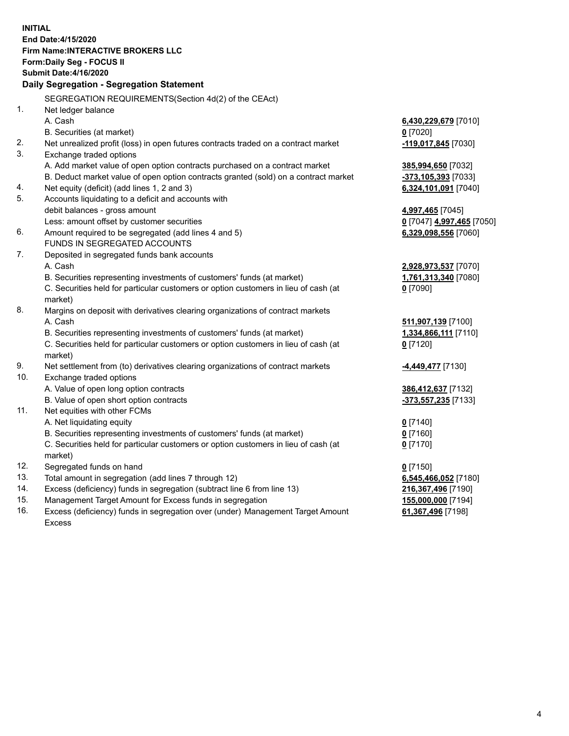**INITIAL**
**End Date:4/15/2020**
**Firm Name:INTERACTIVE BROKERS LLC**
**Form:Daily Seg - FOCUS II**
**Submit Date:4/16/2020**

**Daily Segregation - Segregation Statement**

| | | |
|---|---|---|
| | SEGREGATION REQUIREMENTS(Section 4d(2) of the CEAct) | |
| 1. | Net ledger balance | |
| | A. Cash | **6,430,229,679** [7010] |
| | B. Securities (at market) | **0** [7020] |
| 2. | Net unrealized profit (loss) in open futures contracts traded on a contract market | **-119,017,845** [7030] |
| 3. | Exchange traded options | |
| | A. Add market value of open option contracts purchased on a contract market | **385,994,650** [7032] |
| | B. Deduct market value of open option contracts granted (sold) on a contract market | **-373,105,393** [7033] |
| 4. | Net equity (deficit) (add lines 1, 2 and 3) | **6,324,101,091** [7040] |
| 5. | Accounts liquidating to a deficit and accounts with debit balances - gross amount | **4,997,465** [7045] |
| | Less: amount offset by customer securities | **0** [7047] **4,997,465** [7050] |
| 6. | Amount required to be segregated (add lines 4 and 5) | **6,329,098,556** [7060] |
| | FUNDS IN SEGREGATED ACCOUNTS | |
| 7. | Deposited in segregated funds bank accounts | |
| | A. Cash | **2,928,973,537** [7070] |
| | B. Securities representing investments of customers' funds (at market) | **1,761,313,340** [7080] |
| | C. Securities held for particular customers or option customers in lieu of cash (at market) | **0** [7090] |
| 8. | Margins on deposit with derivatives clearing organizations of contract markets | |
| | A. Cash | **511,907,139** [7100] |
| | B. Securities representing investments of customers' funds (at market) | **1,334,866,111** [7110] |
| | C. Securities held for particular customers or option customers in lieu of cash (at market) | **0** [7120] |
| 9. | Net settlement from (to) derivatives clearing organizations of contract markets | **-4,449,477** [7130] |
| 10. | Exchange traded options | |
| | A. Value of open long option contracts | **386,412,637** [7132] |
| | B. Value of open short option contracts | **-373,557,235** [7133] |
| 11. | Net equities with other FCMs | |
| | A. Net liquidating equity | **0** [7140] |
| | B. Securities representing investments of customers' funds (at market) | **0** [7160] |
| | C. Securities held for particular customers or option customers in lieu of cash (at market) | **0** [7170] |
| 12. | Segregated funds on hand | **0** [7150] |
| 13. | Total amount in segregation (add lines 7 through 12) | **6,545,466,052** [7180] |
| 14. | Excess (deficiency) funds in segregation (subtract line 6 from line 13) | **216,367,496** [7190] |
| 15. | Management Target Amount for Excess funds in segregation | **155,000,000** [7194] |
| 16. | Excess (deficiency) funds in segregation over (under) Management Target Amount Excess | **61,367,496** [7198] |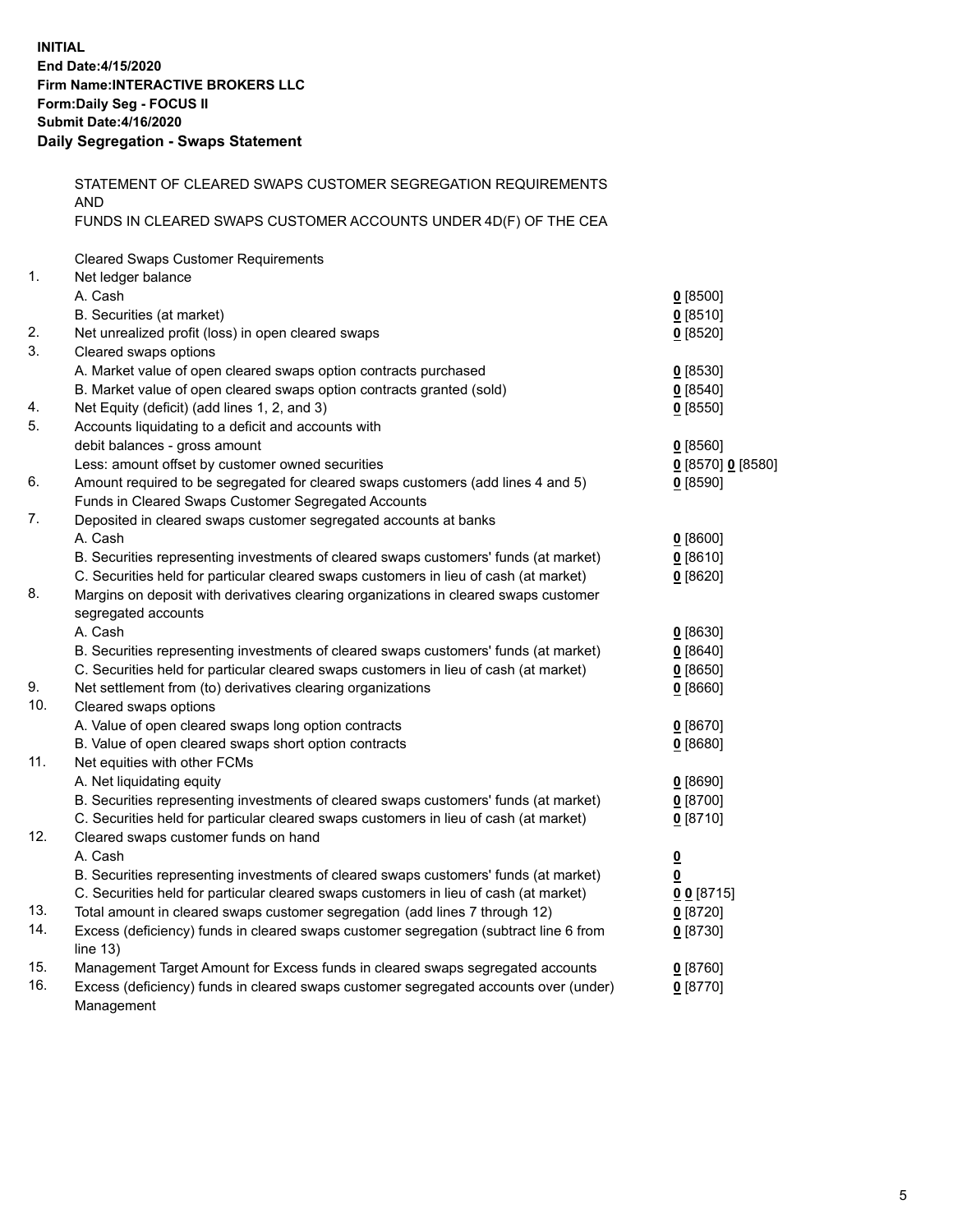**INITIAL**
**End Date:4/15/2020**
**Firm Name:INTERACTIVE BROKERS LLC**
**Form:Daily Seg - FOCUS II**
**Submit Date:4/16/2020**
**Daily Segregation - Swaps Statement**

STATEMENT OF CLEARED SWAPS CUSTOMER SEGREGATION REQUIREMENTS AND FUNDS IN CLEARED SWAPS CUSTOMER ACCOUNTS UNDER 4D(F) OF THE CEA

| | | |
|---|---|---|
| | Cleared Swaps Customer Requirements | |
| 1. | Net ledger balance | |
| | A. Cash | 0 [8500] |
| | B. Securities (at market) | 0 [8510] |
| 2. | Net unrealized profit (loss) in open cleared swaps | 0 [8520] |
| 3. | Cleared swaps options | |
| | A. Market value of open cleared swaps option contracts purchased | 0 [8530] |
| | B. Market value of open cleared swaps option contracts granted (sold) | 0 [8540] |
| 4. | Net Equity (deficit) (add lines 1, 2, and 3) | 0 [8550] |
| 5. | Accounts liquidating to a deficit and accounts with | |
| | debit balances - gross amount | 0 [8560] |
| | Less: amount offset by customer owned securities | 0 [8570] 0 [8580] |
| 6. | Amount required to be segregated for cleared swaps customers (add lines 4 and 5) | 0 [8590] |
| | Funds in Cleared Swaps Customer Segregated Accounts | |
| 7. | Deposited in cleared swaps customer segregated accounts at banks | |
| | A. Cash | 0 [8600] |
| | B. Securities representing investments of cleared swaps customers' funds (at market) | 0 [8610] |
| | C. Securities held for particular cleared swaps customers in lieu of cash (at market) | 0 [8620] |
| 8. | Margins on deposit with derivatives clearing organizations in cleared swaps customer segregated accounts | |
| | A. Cash | 0 [8630] |
| | B. Securities representing investments of cleared swaps customers' funds (at market) | 0 [8640] |
| | C. Securities held for particular cleared swaps customers in lieu of cash (at market) | 0 [8650] |
| 9. | Net settlement from (to) derivatives clearing organizations | 0 [8660] |
| 10. | Cleared swaps options | |
| | A. Value of open cleared swaps long option contracts | 0 [8670] |
| | B. Value of open cleared swaps short option contracts | 0 [8680] |
| 11. | Net equities with other FCMs | |
| | A. Net liquidating equity | 0 [8690] |
| | B. Securities representing investments of cleared swaps customers' funds (at market) | 0 [8700] |
| | C. Securities held for particular cleared swaps customers in lieu of cash (at market) | 0 [8710] |
| 12. | Cleared swaps customer funds on hand | |
| | A. Cash | 0 |
| | B. Securities representing investments of cleared swaps customers' funds (at market) | 0 |
| | C. Securities held for particular cleared swaps customers in lieu of cash (at market) | 0 0 [8715] |
| 13. | Total amount in cleared swaps customer segregation (add lines 7 through 12) | 0 [8720] |
| 14. | Excess (deficiency) funds in cleared swaps customer segregation (subtract line 6 from line 13) | 0 [8730] |
| 15. | Management Target Amount for Excess funds in cleared swaps segregated accounts | 0 [8760] |
| 16. | Excess (deficiency) funds in cleared swaps customer segregated accounts over (under) Management | 0 [8770] |